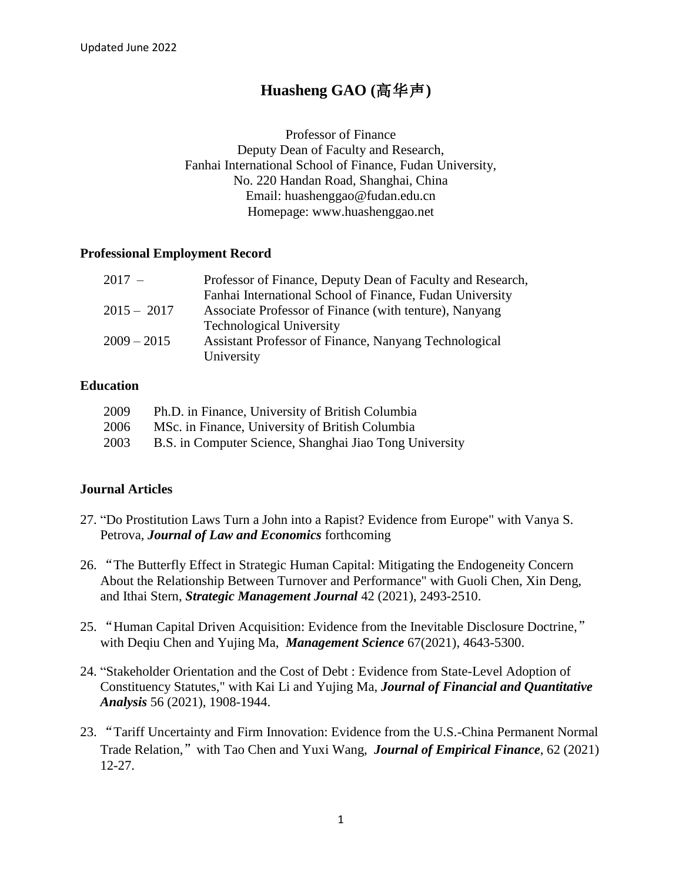Updated June 2022

# Huasheng GAO (高华声)

Professor of Finance
Deputy Dean of Faculty and Research,
Fanhai International School of Finance, Fudan University,
No. 220 Handan Road, Shanghai, China
Email: huashenggao@fudan.edu.cn
Homepage: www.huashenggao.net

## Professional Employment Record

| | |
|---|---|
| 2017 – | Professor of Finance, Deputy Dean of Faculty and Research, Fanhai International School of Finance, Fudan University |
| 2015 – 2017 | Associate Professor of Finance (with tenure), Nanyang Technological University |
| 2009 – 2015 | Assistant Professor of Finance, Nanyang Technological University |

## Education

| | |
|---|---|
| 2009 | Ph.D. in Finance, University of British Columbia |
| 2006 | MSc. in Finance, University of British Columbia |
| 2003 | B.S. in Computer Science, Shanghai Jiao Tong University |

## Journal Articles

27. "Do Prostitution Laws Turn a John into a Rapist? Evidence from Europe" with Vanya S. Petrova, ***Journal of Law and Economics*** forthcoming

26. "The Butterfly Effect in Strategic Human Capital: Mitigating the Endogeneity Concern About the Relationship Between Turnover and Performance" with Guoli Chen, Xin Deng, and Ithai Stern, ***Strategic Management Journal*** 42 (2021), 2493-2510.

25. "Human Capital Driven Acquisition: Evidence from the Inevitable Disclosure Doctrine," with Deqiu Chen and Yujing Ma, ***Management Science*** 67(2021), 4643-5300.

24. "Stakeholder Orientation and the Cost of Debt : Evidence from State-Level Adoption of Constituency Statutes," with Kai Li and Yujing Ma, ***Journal of Financial and Quantitative Analysis*** 56 (2021), 1908-1944.

23. "Tariff Uncertainty and Firm Innovation: Evidence from the U.S.-China Permanent Normal Trade Relation," with Tao Chen and Yuxi Wang, ***Journal of Empirical Finance***, 62 (2021) 12-27.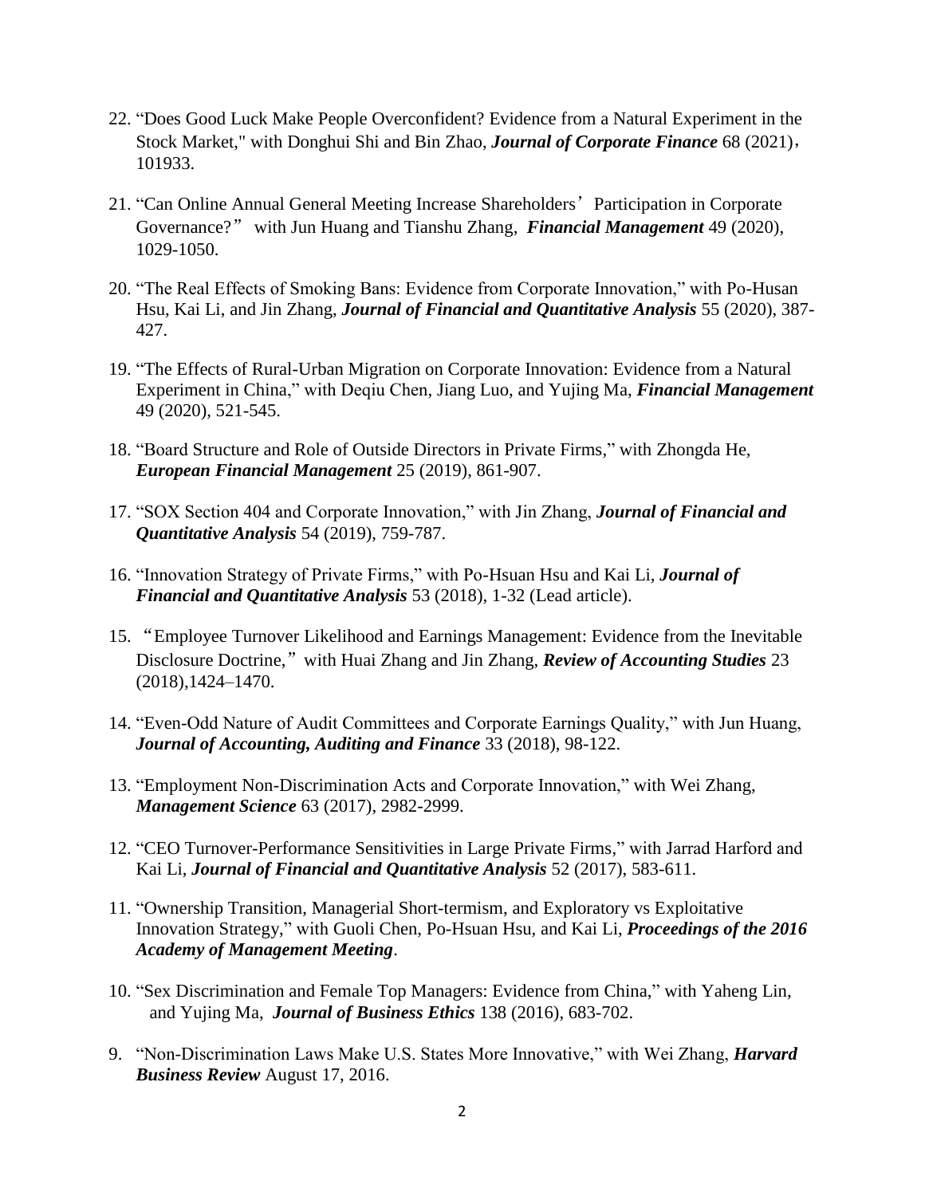22. "Does Good Luck Make People Overconfident? Evidence from a Natural Experiment in the Stock Market," with Donghui Shi and Bin Zhao, ***Journal of Corporate Finance*** 68 (2021)，101933.

21. "Can Online Annual General Meeting Increase Shareholders' Participation in Corporate Governance?" with Jun Huang and Tianshu Zhang, ***Financial Management*** 49 (2020), 1029-1050.

20. "The Real Effects of Smoking Bans: Evidence from Corporate Innovation," with Po-Husan Hsu, Kai Li, and Jin Zhang, ***Journal of Financial and Quantitative Analysis*** 55 (2020), 387-427.

19. "The Effects of Rural-Urban Migration on Corporate Innovation: Evidence from a Natural Experiment in China," with Deqiu Chen, Jiang Luo, and Yujing Ma, ***Financial Management*** 49 (2020), 521-545.

18. "Board Structure and Role of Outside Directors in Private Firms," with Zhongda He, ***European Financial Management*** 25 (2019), 861-907.

17. "SOX Section 404 and Corporate Innovation," with Jin Zhang, ***Journal of Financial and Quantitative Analysis*** 54 (2019), 759-787.

16. "Innovation Strategy of Private Firms," with Po-Hsuan Hsu and Kai Li, ***Journal of Financial and Quantitative Analysis*** 53 (2018), 1-32 (Lead article).

15. "Employee Turnover Likelihood and Earnings Management: Evidence from the Inevitable Disclosure Doctrine," with Huai Zhang and Jin Zhang, ***Review of Accounting Studies*** 23 (2018),1424–1470.

14. "Even-Odd Nature of Audit Committees and Corporate Earnings Quality," with Jun Huang, ***Journal of Accounting, Auditing and Finance*** 33 (2018), 98-122.

13. "Employment Non-Discrimination Acts and Corporate Innovation," with Wei Zhang, ***Management Science*** 63 (2017), 2982-2999.

12. "CEO Turnover-Performance Sensitivities in Large Private Firms," with Jarrad Harford and Kai Li, ***Journal of Financial and Quantitative Analysis*** 52 (2017), 583-611.

11. "Ownership Transition, Managerial Short-termism, and Exploratory vs Exploitative Innovation Strategy," with Guoli Chen, Po-Hsuan Hsu, and Kai Li, ***Proceedings of the 2016 Academy of Management Meeting***.

10. "Sex Discrimination and Female Top Managers: Evidence from China," with Yaheng Lin, and Yujing Ma, ***Journal of Business Ethics*** 138 (2016), 683-702.

9. "Non-Discrimination Laws Make U.S. States More Innovative," with Wei Zhang, ***Harvard Business Review*** August 17, 2016.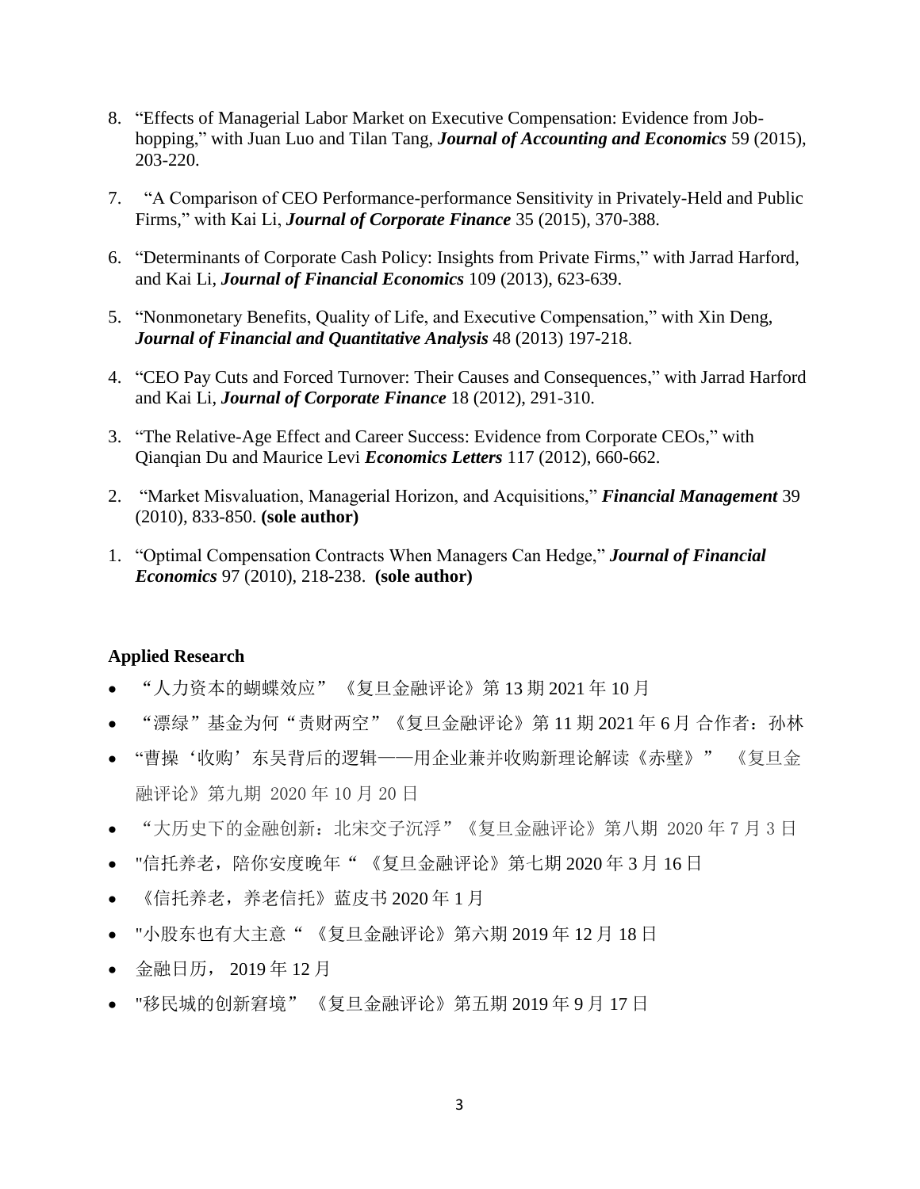8. "Effects of Managerial Labor Market on Executive Compensation: Evidence from Job-hopping," with Juan Luo and Tilan Tang, ***Journal of Accounting and Economics*** 59 (2015), 203-220.

7. "A Comparison of CEO Performance-performance Sensitivity in Privately-Held and Public Firms," with Kai Li, ***Journal of Corporate Finance*** 35 (2015), 370-388.

6. "Determinants of Corporate Cash Policy: Insights from Private Firms," with Jarrad Harford, and Kai Li, ***Journal of Financial Economics*** 109 (2013), 623-639.

5. "Nonmonetary Benefits, Quality of Life, and Executive Compensation," with Xin Deng, ***Journal of Financial and Quantitative Analysis*** 48 (2013) 197-218.

4. "CEO Pay Cuts and Forced Turnover: Their Causes and Consequences," with Jarrad Harford and Kai Li, ***Journal of Corporate Finance*** 18 (2012), 291-310.

3. "The Relative-Age Effect and Career Success: Evidence from Corporate CEOs," with Qianqian Du and Maurice Levi ***Economics Letters*** 117 (2012), 660-662.

2. "Market Misvaluation, Managerial Horizon, and Acquisitions," ***Financial Management*** 39 (2010), 833-850. **(sole author)**

1. "Optimal Compensation Contracts When Managers Can Hedge," ***Journal of Financial Economics*** 97 (2010), 218-238. **(sole author)**

**Applied Research**

- "人力资本的蝴蝶效应" 《复旦金融评论》第 13 期 2021 年 10 月
- "漂绿"基金为何"责财两空"《复旦金融评论》第 11 期 2021 年 6 月 合作者：孙林
- "曹操'收购'东吴背后的逻辑——用企业兼并收购新理论解读《赤壁》" 《复旦金融评论》第九期 2020 年 10 月 20 日
- "大历史下的金融创新：北宋交子沉浮"《复旦金融评论》第八期 2020 年 7 月 3 日
- "信托养老，陪你安度晚年" 《复旦金融评论》第七期 2020 年 3 月 16 日
- 《信托养老，养老信托》蓝皮书 2020 年 1 月
- "小股东也有大主意" 《复旦金融评论》第六期 2019 年 12 月 18 日
- 金融日历， 2019 年 12 月
- "移民城的创新窘境" 《复旦金融评论》第五期 2019 年 9 月 17 日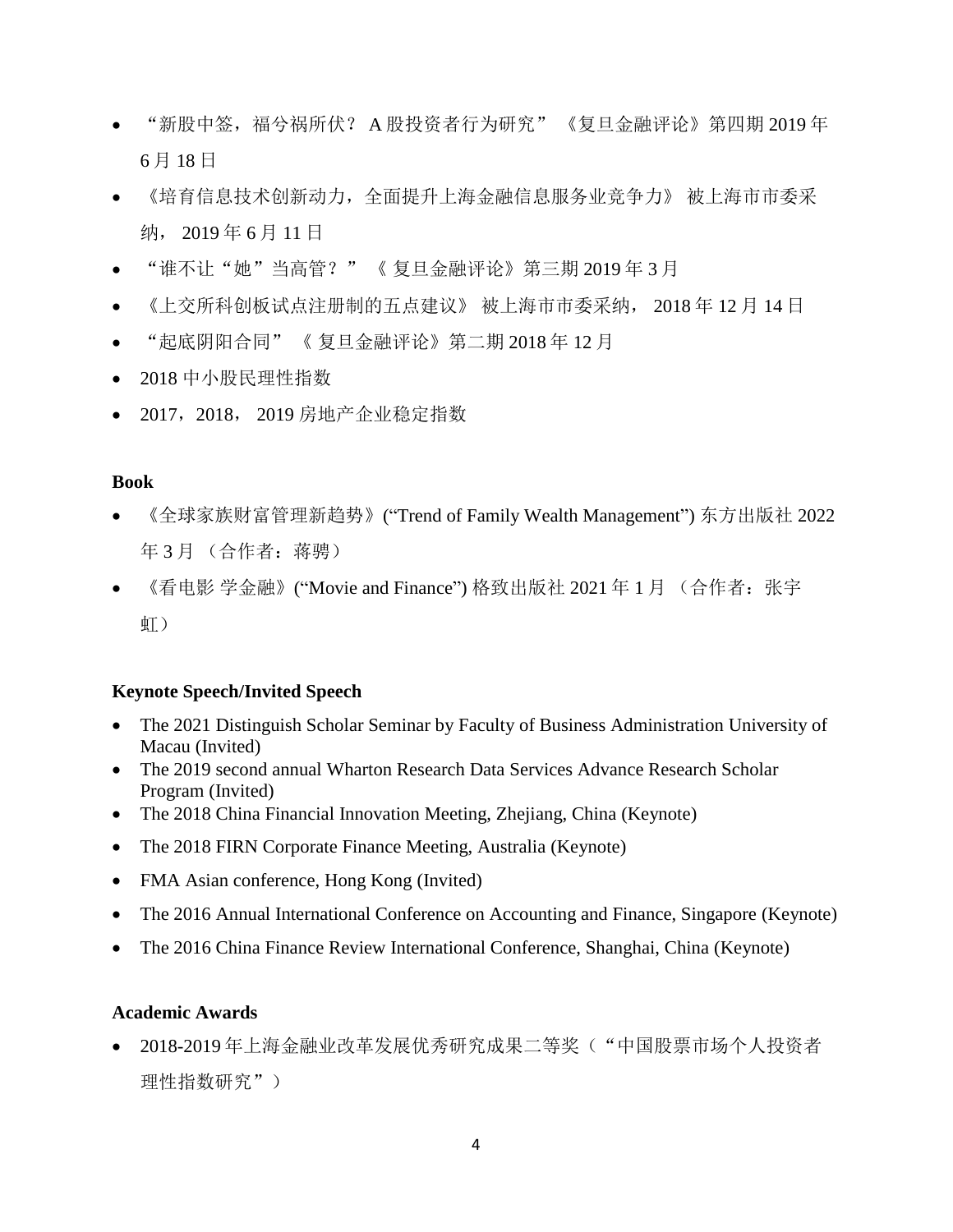- “新股中签，福兮祸所伏？ A 股投资者行为研究” 《复旦金融评论》第四期 2019 年 6 月 18 日
- 《培育信息技术创新动力，全面提升上海金融信息服务业竞争力》 被上海市市委采纳， 2019 年 6 月 11 日
- “谁不让“她”当高管？” 《 复旦金融评论》第三期 2019 年 3 月
- 《上交所科创板试点注册制的五点建议》 被上海市市委采纳， 2018 年 12 月 14 日
- “起底阴阳合同” 《 复旦金融评论》第二期 2018 年 12 月
- 2018 中小股民理性指数
- 2017，2018， 2019 房地产企业稳定指数

**Book**

- 《全球家族财富管理新趋势》(“Trend of Family Wealth Management”) 东方出版社 2022 年 3 月 （合作者：蒋骋）
- 《看电影 学金融》(“Movie and Finance”) 格致出版社 2021 年 1 月 （合作者：张宇虹）

**Keynote Speech/Invited Speech**

- The 2021 Distinguish Scholar Seminar by Faculty of Business Administration University of Macau (Invited)
- The 2019 second annual Wharton Research Data Services Advance Research Scholar Program (Invited)
- The 2018 China Financial Innovation Meeting, Zhejiang, China (Keynote)
- The 2018 FIRN Corporate Finance Meeting, Australia (Keynote)
- FMA Asian conference, Hong Kong (Invited)
- The 2016 Annual International Conference on Accounting and Finance, Singapore (Keynote)
- The 2016 China Finance Review International Conference, Shanghai, China (Keynote)

**Academic Awards**

- 2018-2019 年上海金融业改革发展优秀研究成果二等奖（“中国股票市场个人投资者理性指数研究”）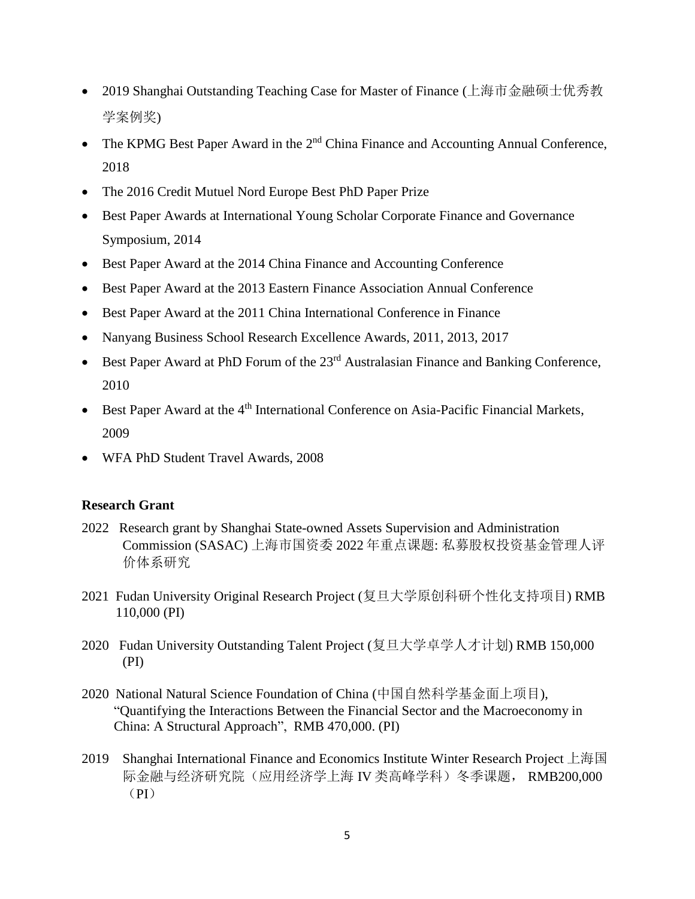- 2019 Shanghai Outstanding Teaching Case for Master of Finance (上海市金融硕士优秀教学案例奖)
- The KPMG Best Paper Award in the 2nd China Finance and Accounting Annual Conference, 2018
- The 2016 Credit Mutuel Nord Europe Best PhD Paper Prize
- Best Paper Awards at International Young Scholar Corporate Finance and Governance Symposium, 2014
- Best Paper Award at the 2014 China Finance and Accounting Conference
- Best Paper Award at the 2013 Eastern Finance Association Annual Conference
- Best Paper Award at the 2011 China International Conference in Finance
- Nanyang Business School Research Excellence Awards, 2011, 2013, 2017
- Best Paper Award at PhD Forum of the 23rd Australasian Finance and Banking Conference, 2010
- Best Paper Award at the 4th International Conference on Asia-Pacific Financial Markets, 2009
- WFA PhD Student Travel Awards, 2008

**Research Grant**

2022 Research grant by Shanghai State-owned Assets Supervision and Administration Commission (SASAC) 上海市国资委 2022 年重点课题: 私募股权投资基金管理人评价体系研究

2021 Fudan University Original Research Project (复旦大学原创科研个性化支持项目) RMB 110,000 (PI)

2020 Fudan University Outstanding Talent Project (复旦大学卓学人才计划) RMB 150,000 (PI)

2020 National Natural Science Foundation of China (中国自然科学基金面上项目), "Quantifying the Interactions Between the Financial Sector and the Macroeconomy in China: A Structural Approach", RMB 470,000. (PI)

2019 Shanghai International Finance and Economics Institute Winter Research Project 上海国际金融与经济研究院（应用经济学上海 IV 类高峰学科）冬季课题， RMB200,000（PI）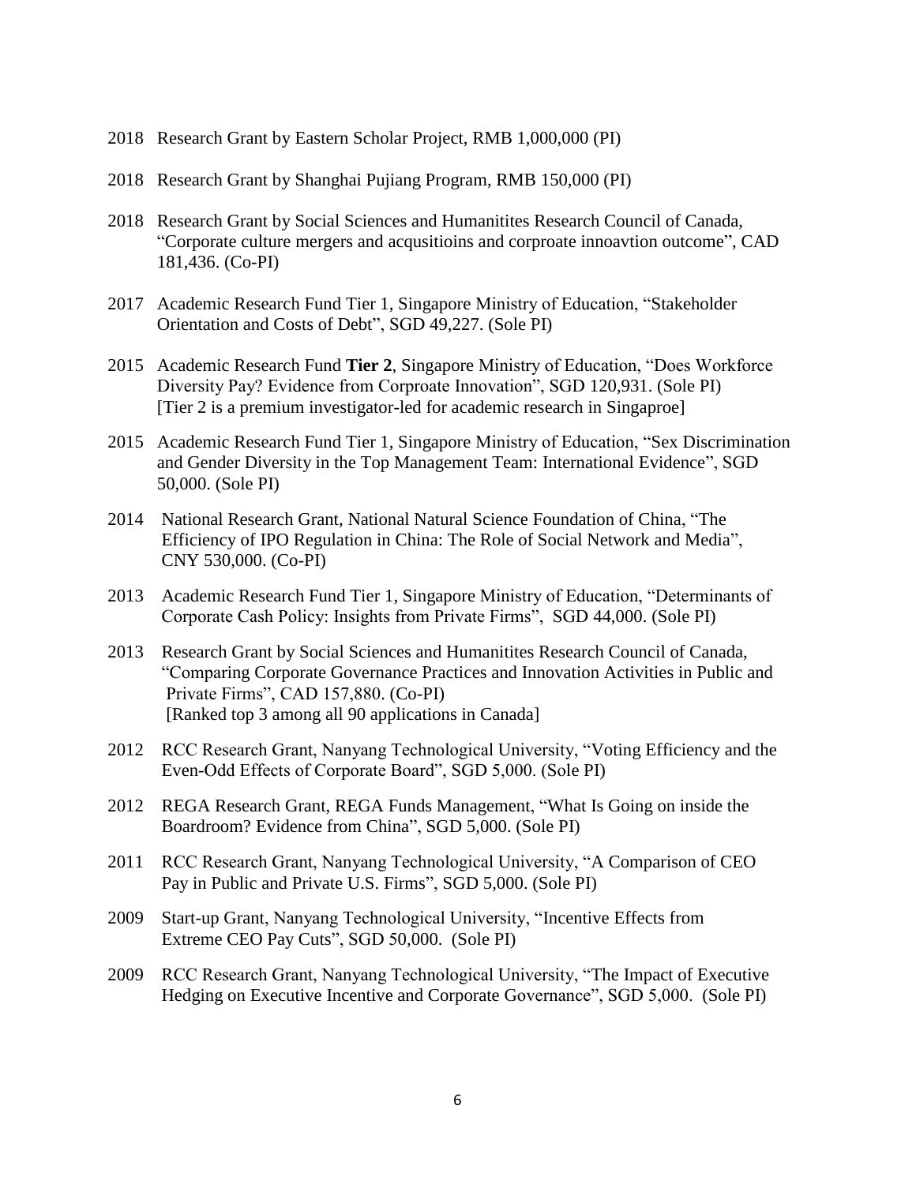2018 Research Grant by Eastern Scholar Project, RMB 1,000,000 (PI)

2018 Research Grant by Shanghai Pujiang Program, RMB 150,000 (PI)

2018 Research Grant by Social Sciences and Humanitites Research Council of Canada, "Corporate culture mergers and acqusitioins and corproate innoavtion outcome", CAD 181,436. (Co-PI)

2017 Academic Research Fund Tier 1, Singapore Ministry of Education, "Stakeholder Orientation and Costs of Debt", SGD 49,227. (Sole PI)

2015 Academic Research Fund **Tier 2**, Singapore Ministry of Education, "Does Workforce Diversity Pay? Evidence from Corproate Innovation", SGD 120,931. (Sole PI) [Tier 2 is a premium investigator-led for academic research in Singaproe]

2015 Academic Research Fund Tier 1, Singapore Ministry of Education, "Sex Discrimination and Gender Diversity in the Top Management Team: International Evidence", SGD 50,000. (Sole PI)

2014 National Research Grant, National Natural Science Foundation of China, "The Efficiency of IPO Regulation in China: The Role of Social Network and Media", CNY 530,000. (Co-PI)

2013 Academic Research Fund Tier 1, Singapore Ministry of Education, "Determinants of Corporate Cash Policy: Insights from Private Firms", SGD 44,000. (Sole PI)

2013 Research Grant by Social Sciences and Humanitites Research Council of Canada, "Comparing Corporate Governance Practices and Innovation Activities in Public and Private Firms", CAD 157,880. (Co-PI) [Ranked top 3 among all 90 applications in Canada]

2012 RCC Research Grant, Nanyang Technological University, "Voting Efficiency and the Even-Odd Effects of Corporate Board", SGD 5,000. (Sole PI)

2012 REGA Research Grant, REGA Funds Management, "What Is Going on inside the Boardroom? Evidence from China", SGD 5,000. (Sole PI)

2011 RCC Research Grant, Nanyang Technological University, "A Comparison of CEO Pay in Public and Private U.S. Firms", SGD 5,000. (Sole PI)

2009 Start-up Grant, Nanyang Technological University, "Incentive Effects from Extreme CEO Pay Cuts", SGD 50,000. (Sole PI)

2009 RCC Research Grant, Nanyang Technological University, "The Impact of Executive Hedging on Executive Incentive and Corporate Governance", SGD 5,000. (Sole PI)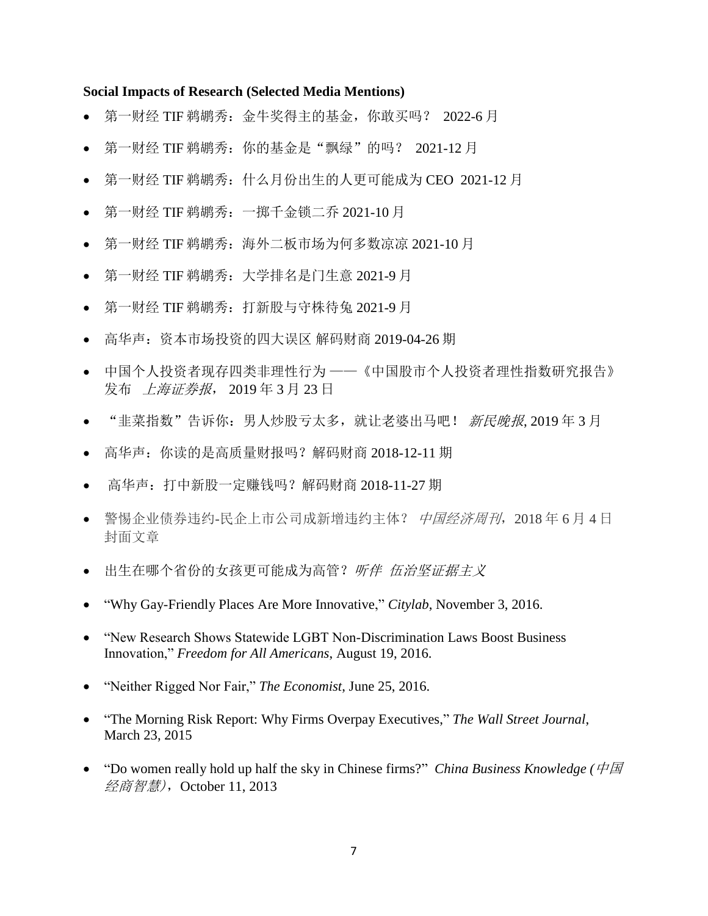**Social Impacts of Research (Selected Media Mentions)**

- 第一财经 TIF �November秀：金牛奖得主的基金，你敢买吗？ 2022-6 月
- 第一财经 TIF 鹈鹕秀：你的基金是“飘绿”的吗？ 2021-12 月
- 第一财经 TIF 鹈鹕秀：什么月份出生的人更可能成为 CEO 2021-12 月
- 第一财经 TIF 鹈鹕秀：一掷千金锁二乔 2021-10 月
- 第一财经 TIF 鹈鹕秀：海外二板市场为何多数凉凉 2021-10 月
- 第一财经 TIF 鹈鹕秀：大学排名是门生意 2021-9 月
- 第一财经 TIF 鹈鹕秀：打新股与守株待兔 2021-9 月
- 高华声：资本市场投资的四大误区 解码财商 2019-04-26 期
- 中国个人投资者现存四类非理性行为 ——《中国股市个人投资者理性指数研究报告》发布 *上海证券报*， 2019 年 3 月 23 日
- “韭菜指数”告诉你：男人炒股亏太多，就让老婆出马吧！ *新民晚报*, 2019 年 3 月
- 高华声：你读的是高质量财报吗？解码财商 2018-12-11 期
- 高华声：打中新股一定赚钱吗？解码财商 2018-11-27 期
- 警惕企业债券违约-民企上市公司成新增违约主体？ *中国经济周刊*，2018 年 6 月 4 日 封面文章
- 出生在哪个省份的女孩更可能成为高管？*听伴 伍治坚证据主义*
- “Why Gay-Friendly Places Are More Innovative,” *Citylab*, November 3, 2016.
- “New Research Shows Statewide LGBT Non-Discrimination Laws Boost Business Innovation,” *Freedom for All Americans*, August 19, 2016.
- “Neither Rigged Nor Fair,” *The Economist*, June 25, 2016.
- “The Morning Risk Report: Why Firms Overpay Executives,” *The Wall Street Journal*, March 23, 2015
- “Do women really hold up half the sky in Chinese firms?” *China Business Knowledge (中国经商智慧)*，October 11, 2013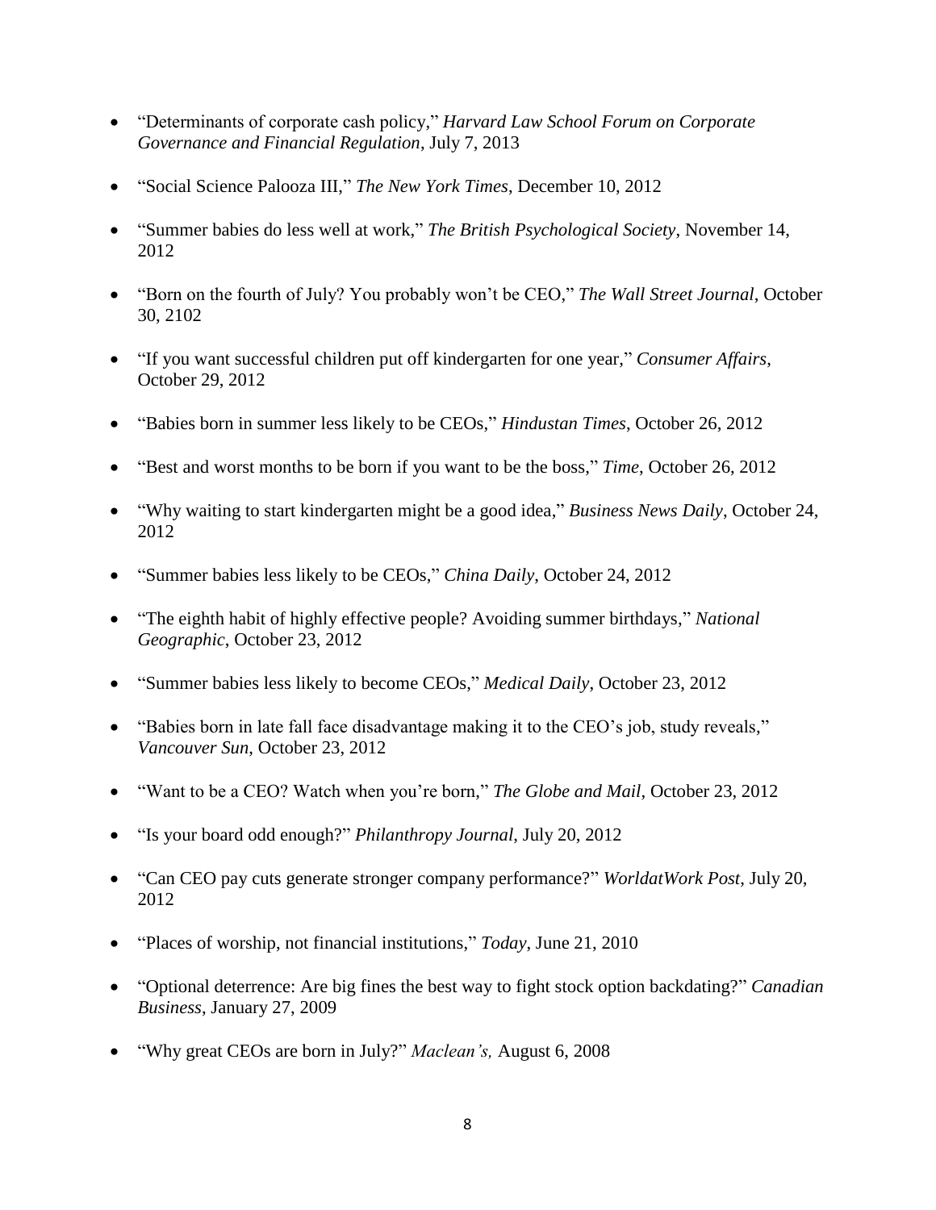- "Determinants of corporate cash policy," *Harvard Law School Forum on Corporate Governance and Financial Regulation*, July 7, 2013

- "Social Science Palooza III," *The New York Times*, December 10, 2012

- "Summer babies do less well at work," *The British Psychological Society*, November 14, 2012

- "Born on the fourth of July? You probably won't be CEO," *The Wall Street Journal*, October 30, 2102

- "If you want successful children put off kindergarten for one year," *Consumer Affairs*, October 29, 2012

- "Babies born in summer less likely to be CEOs," *Hindustan Times*, October 26, 2012

- "Best and worst months to be born if you want to be the boss," *Time*, October 26, 2012

- "Why waiting to start kindergarten might be a good idea," *Business News Daily*, October 24, 2012

- "Summer babies less likely to be CEOs," *China Daily*, October 24, 2012

- "The eighth habit of highly effective people? Avoiding summer birthdays," *National Geographic*, October 23, 2012

- "Summer babies less likely to become CEOs," *Medical Daily*, October 23, 2012

- "Babies born in late fall face disadvantage making it to the CEO's job, study reveals," *Vancouver Sun*, October 23, 2012

- "Want to be a CEO? Watch when you're born," *The Globe and Mail*, October 23, 2012

- "Is your board odd enough?" *Philanthropy Journal*, July 20, 2012

- "Can CEO pay cuts generate stronger company performance?" *WorldatWork Post*, July 20, 2012

- "Places of worship, not financial institutions," *Today*, June 21, 2010

- "Optional deterrence: Are big fines the best way to fight stock option backdating?" *Canadian Business*, January 27, 2009

- "Why great CEOs are born in July?" *Maclean's,* August 6, 2008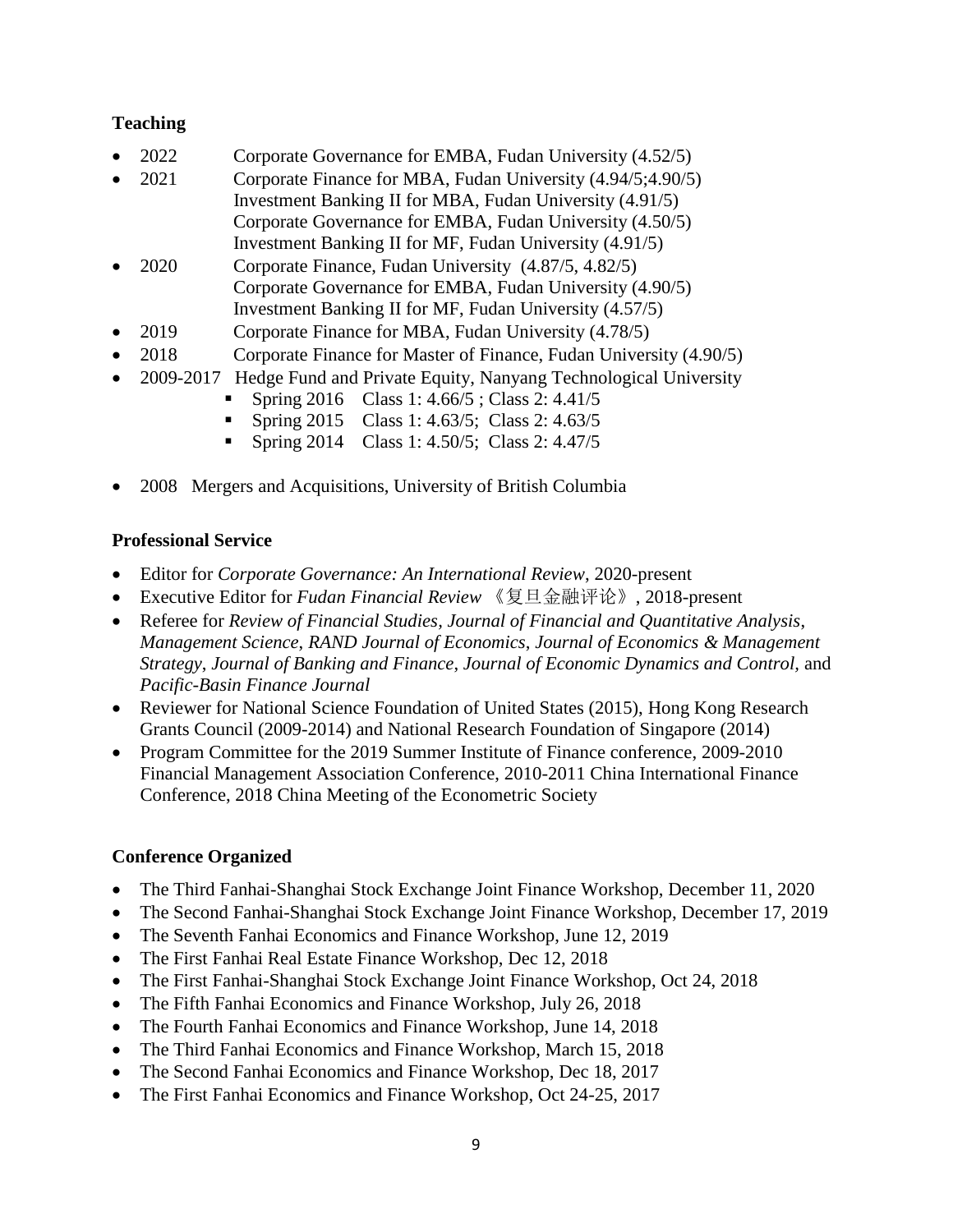## Teaching

- 2022 Corporate Governance for EMBA, Fudan University (4.52/5)
- 2021 Corporate Finance for MBA, Fudan University (4.94/5;4.90/5)
  Investment Banking II for MBA, Fudan University (4.91/5)
  Corporate Governance for EMBA, Fudan University (4.50/5)
  Investment Banking II for MF, Fudan University (4.91/5)
- 2020 Corporate Finance, Fudan University (4.87/5, 4.82/5)
  Corporate Governance for EMBA, Fudan University (4.90/5)
  Investment Banking II for MF, Fudan University (4.57/5)
- 2019 Corporate Finance for MBA, Fudan University (4.78/5)
- 2018 Corporate Finance for Master of Finance, Fudan University (4.90/5)
- 2009-2017 Hedge Fund and Private Equity, Nanyang Technological University
  - Spring 2016 Class 1: 4.66/5 ; Class 2: 4.41/5
  - Spring 2015 Class 1: 4.63/5; Class 2: 4.63/5
  - Spring 2014 Class 1: 4.50/5; Class 2: 4.47/5
- 2008 Mergers and Acquisitions, University of British Columbia

## Professional Service

- Editor for *Corporate Governance: An International Review*, 2020-present
- Executive Editor for *Fudan Financial Review* 《复旦金融评论》, 2018-present
- Referee for *Review of Financial Studies*, *Journal of Financial and Quantitative Analysis*, *Management Science*, *RAND Journal of Economics*, *Journal of Economics & Management Strategy*, *Journal of Banking and Finance*, *Journal of Economic Dynamics and Control*, and *Pacific-Basin Finance Journal*
- Reviewer for National Science Foundation of United States (2015), Hong Kong Research Grants Council (2009-2014) and National Research Foundation of Singapore (2014)
- Program Committee for the 2019 Summer Institute of Finance conference, 2009-2010 Financial Management Association Conference, 2010-2011 China International Finance Conference, 2018 China Meeting of the Econometric Society

## Conference Organized

- The Third Fanhai-Shanghai Stock Exchange Joint Finance Workshop, December 11, 2020
- The Second Fanhai-Shanghai Stock Exchange Joint Finance Workshop, December 17, 2019
- The Seventh Fanhai Economics and Finance Workshop, June 12, 2019
- The First Fanhai Real Estate Finance Workshop, Dec 12, 2018
- The First Fanhai-Shanghai Stock Exchange Joint Finance Workshop, Oct 24, 2018
- The Fifth Fanhai Economics and Finance Workshop, July 26, 2018
- The Fourth Fanhai Economics and Finance Workshop, June 14, 2018
- The Third Fanhai Economics and Finance Workshop, March 15, 2018
- The Second Fanhai Economics and Finance Workshop, Dec 18, 2017
- The First Fanhai Economics and Finance Workshop, Oct 24-25, 2017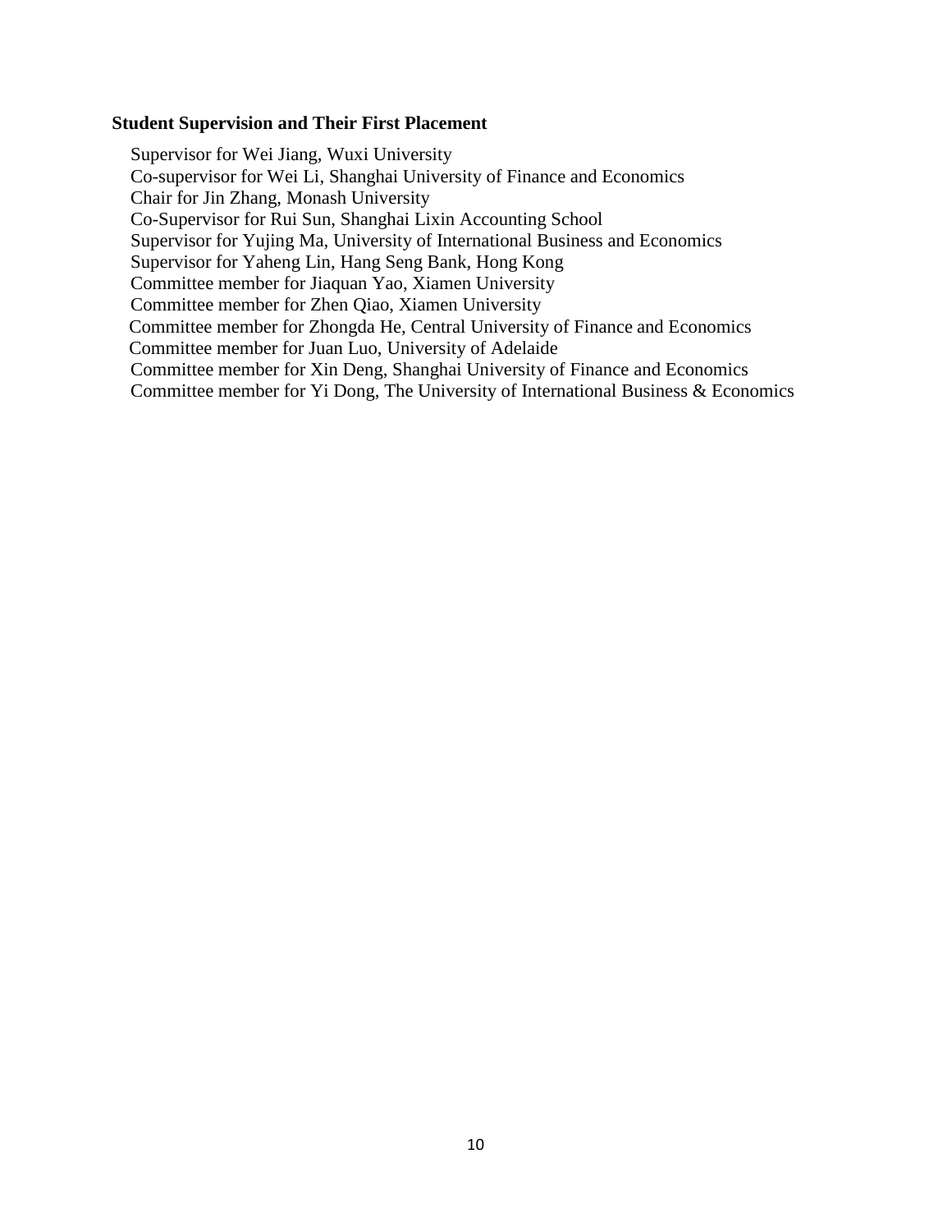**Student Supervision and Their First Placement**

Supervisor for Wei Jiang, Wuxi University
Co-supervisor for Wei Li, Shanghai University of Finance and Economics
Chair for Jin Zhang, Monash University
Co-Supervisor for Rui Sun, Shanghai Lixin Accounting School
Supervisor for Yujing Ma, University of International Business and Economics
Supervisor for Yaheng Lin, Hang Seng Bank, Hong Kong
Committee member for Jiaquan Yao, Xiamen University
Committee member for Zhen Qiao, Xiamen University
Committee member for Zhongda He, Central University of Finance and Economics
Committee member for Juan Luo, University of Adelaide
Committee member for Xin Deng, Shanghai University of Finance and Economics
Committee member for Yi Dong, The University of International Business & Economics